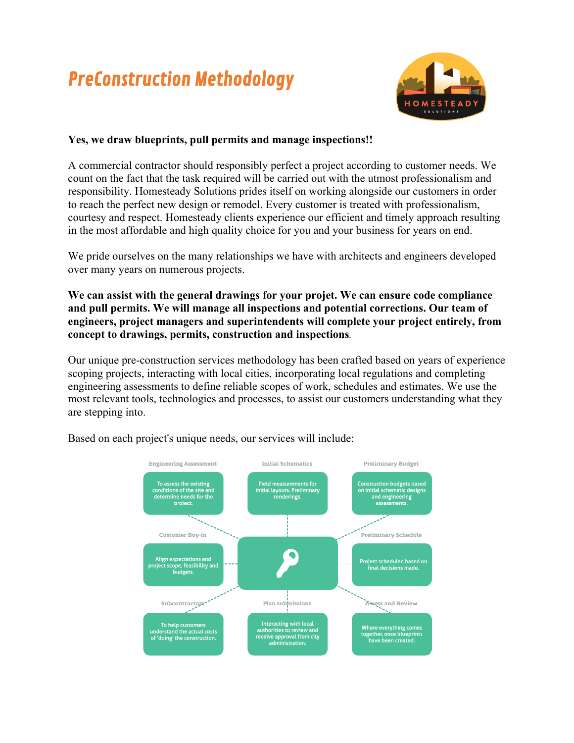# PreConstruction Methodology

**Yes, we draw blueprints, pull permits and manage inspections!!**

A commercial contractor should responsibly perfect a project according to customer needs. We count on the fact that the task required will be carried out with the utmost professionalism and responsibility. Homesteady Solutions prides itself on working alongside our customers in order to reach the perfect new design or remodel. Every customer is treated with professionalism, courtesy and respect. Homesteady clients experience our efficient and timely approach resulting in the most affordable and high quality choice for you and your business for years on end.

We pride ourselves on the many relationships we have with architects and engineers developed over many years on numerous projects.

**We can assist with the general drawings for your projet. We can ensure code compliance and pull permits. We will manage all inspections and potential corrections. Our team of engineers, project managers and superintendents will complete your project entirely, from concept to drawings, permits, construction and inspections**.

Our unique pre-construction services methodology has been crafted based on years of experience scoping projects, interacting with local cities, incorporating local regulations and completing engineering assessments to define reliable scopes of work, schedules and estimates. We use the most relevant tools, technologies and processes, to assist our customers understanding what they are stepping into.

Based on each project's unique needs, our services will include:

**Engineering Assessment**
To assess the existing conditions of the site and determine needs for the project.

**Initial Schematics**
Field measurements for initial layouts. Preliminary renderings.

**Preliminary Budget**
Construction budgets based on initial schematic designs and engineering assessments.

**Customer Buy-in**
Align expectations and project scope, feasibility and budgets.

**Preliminary Schedule**
Project scheduled based on final decisions made.

**Subcontractors**
To help customers understand the actual costs of 'doing' the construction.

**Plan submissions**
Interacting with local authorities to review and receive approval from city administration.

**Assess and Review**
Where everything comes together, once blueprints have been created.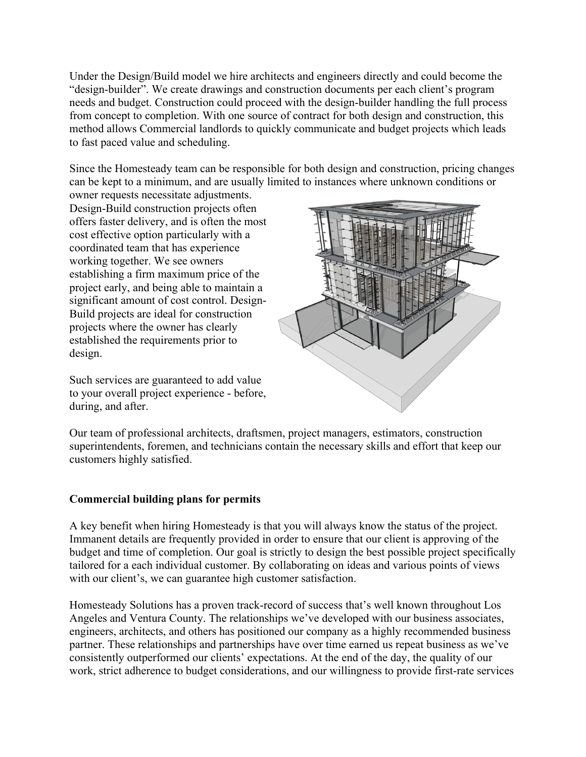Under the Design/Build model we hire architects and engineers directly and could become the "design-builder". We create drawings and construction documents per each client's program needs and budget. Construction could proceed with the design-builder handling the full process from concept to completion. With one source of contract for both design and construction, this method allows Commercial landlords to quickly communicate and budget projects which leads to fast paced value and scheduling.

Since the Homesteady team can be responsible for both design and construction, pricing changes can be kept to a minimum, and are usually limited to instances where unknown conditions or owner requests necessitate adjustments. Design-Build construction projects often offers faster delivery, and is often the most cost effective option particularly with a coordinated team that has experience working together. We see owners establishing a firm maximum price of the project early, and being able to maintain a significant amount of cost control. Design-Build projects are ideal for construction projects where the owner has clearly established the requirements prior to design.

Such services are guaranteed to add value to your overall project experience - before, during, and after.

Our team of professional architects, draftsmen, project managers, estimators, construction superintendents, foremen, and technicians contain the necessary skills and effort that keep our customers highly satisfied.

**Commercial building plans for permits**

A key benefit when hiring Homesteady is that you will always know the status of the project. Immanent details are frequently provided in order to ensure that our client is approving of the budget and time of completion. Our goal is strictly to design the best possible project specifically tailored for a each individual customer. By collaborating on ideas and various points of views with our client's, we can guarantee high customer satisfaction.

Homesteady Solutions has a proven track-record of success that's well known throughout Los Angeles and Ventura County. The relationships we've developed with our business associates, engineers, architects, and others has positioned our company as a highly recommended business partner. These relationships and partnerships have over time earned us repeat business as we've consistently outperformed our clients' expectations. At the end of the day, the quality of our work, strict adherence to budget considerations, and our willingness to provide first-rate services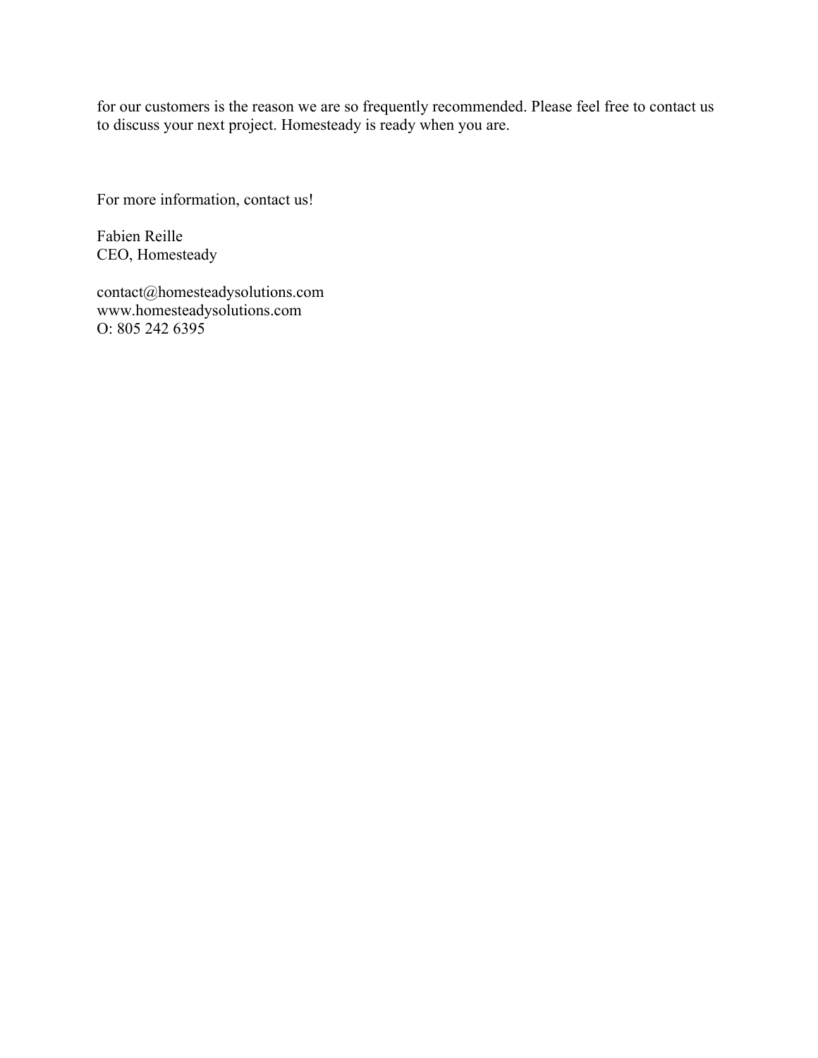for our customers is the reason we are so frequently recommended. Please feel free to contact us to discuss your next project. Homesteady is ready when you are.

For more information, contact us!

Fabien Reille
CEO, Homesteady

contact@homesteadysolutions.com
www.homesteadysolutions.com
O: 805 242 6395